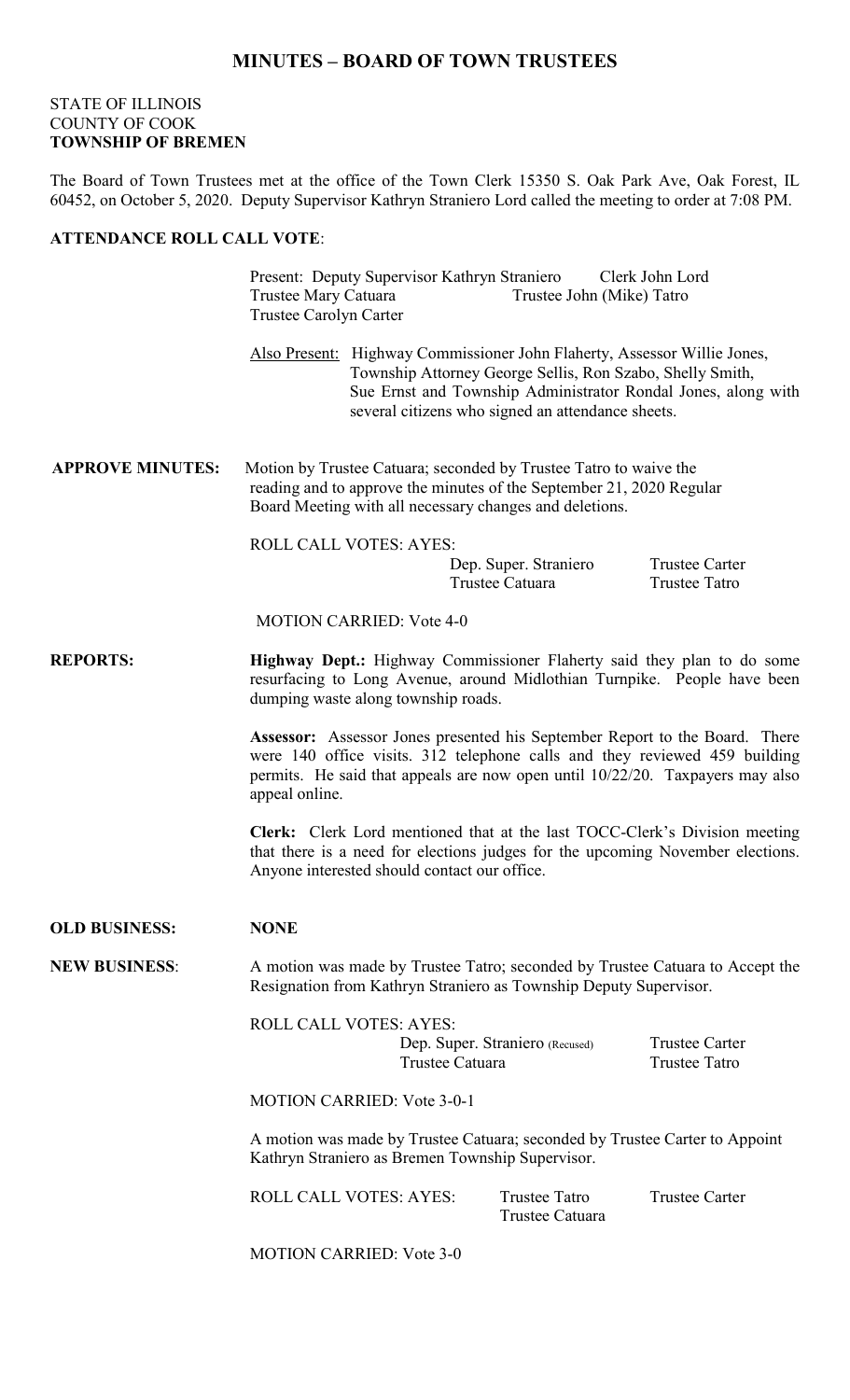# MINUTES – BOARD OF TOWN TRUSTEES

STATE OF ILLINOIS
COUNTY OF COOK
**TOWNSHIP OF BREMEN**

The Board of Town Trustees met at the office of the Town Clerk 15350 S. Oak Park Ave, Oak Forest, IL 60452, on October 5, 2020. Deputy Supervisor Kathryn Straniero Lord called the meeting to order at 7:08 PM.

**ATTENDANCE ROLL CALL VOTE**:

Present: Deputy Supervisor Kathryn Straniero    Clerk John Lord
Trustee Mary Catuara    Trustee John (Mike) Tatro
Trustee Carolyn Carter

Also Present: Highway Commissioner John Flaherty, Assessor Willie Jones, Township Attorney George Sellis, Ron Szabo, Shelly Smith, Sue Ernst and Township Administrator Rondal Jones, along with several citizens who signed an attendance sheets.

**APPROVE MINUTES:** Motion by Trustee Catuara; seconded by Trustee Tatro to waive the reading and to approve the minutes of the September 21, 2020 Regular Board Meeting with all necessary changes and deletions.

ROLL CALL VOTES: AYES:

Dep. Super. Straniero    Trustee Carter
Trustee Catuara    Trustee Tatro

MOTION CARRIED: Vote 4-0

**REPORTS:**

**Highway Dept.:** Highway Commissioner Flaherty said they plan to do some resurfacing to Long Avenue, around Midlothian Turnpike. People have been dumping waste along township roads.

**Assessor:** Assessor Jones presented his September Report to the Board. There were 140 office visits. 312 telephone calls and they reviewed 459 building permits. He said that appeals are now open until 10/22/20. Taxpayers may also appeal online.

**Clerk:** Clerk Lord mentioned that at the last TOCC-Clerk's Division meeting that there is a need for elections judges for the upcoming November elections. Anyone interested should contact our office.

**OLD BUSINESS:** **NONE**

**NEW BUSINESS**: A motion was made by Trustee Tatro; seconded by Trustee Catuara to Accept the Resignation from Kathryn Straniero as Township Deputy Supervisor.

ROLL CALL VOTES: AYES:

Dep. Super. Straniero (Recused)    Trustee Carter
Trustee Catuara    Trustee Tatro

MOTION CARRIED: Vote 3-0-1

A motion was made by Trustee Catuara; seconded by Trustee Carter to Appoint Kathryn Straniero as Bremen Township Supervisor.

ROLL CALL VOTES: AYES:    Trustee Tatro    Trustee Carter
Trustee Catuara

MOTION CARRIED: Vote 3-0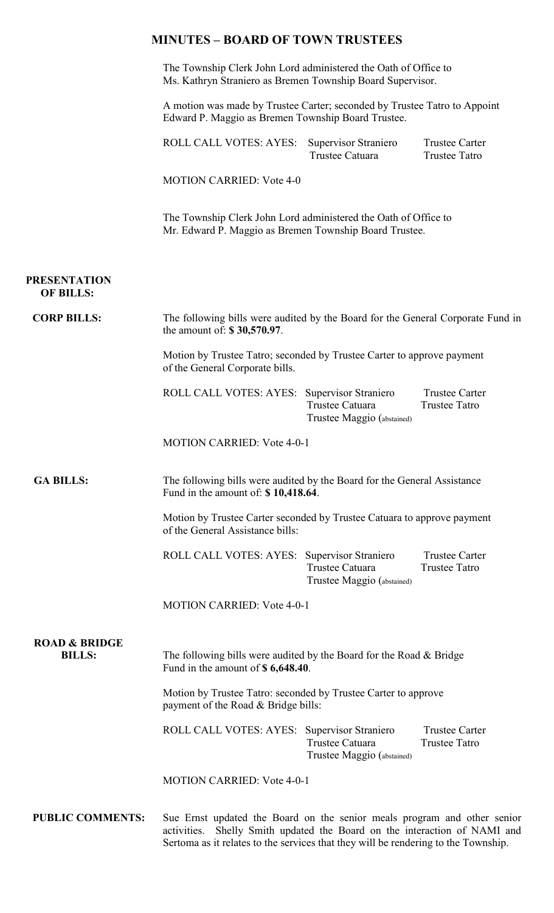## MINUTES – BOARD OF TOWN TRUSTEES

The Township Clerk John Lord administered the Oath of Office to Ms. Kathryn Straniero as Bremen Township Board Supervisor.

A motion was made by Trustee Carter; seconded by Trustee Tatro to Appoint Edward P. Maggio as Bremen Township Board Trustee.

ROLL CALL VOTES: AYES: Supervisor Straniero, Trustee Carter, Trustee Catuara, Trustee Tatro

MOTION CARRIED: Vote 4-0

The Township Clerk John Lord administered the Oath of Office to Mr. Edward P. Maggio as Bremen Township Board Trustee.

**PRESENTATION OF BILLS:**

**CORP BILLS:** The following bills were audited by the Board for the General Corporate Fund in the amount of: **$ 30,570.97**.

Motion by Trustee Tatro; seconded by Trustee Carter to approve payment of the General Corporate bills.

ROLL CALL VOTES: AYES: Supervisor Straniero, Trustee Carter, Trustee Catuara, Trustee Tatro, Trustee Maggio (abstained)

MOTION CARRIED: Vote 4-0-1

**GA BILLS:** The following bills were audited by the Board for the General Assistance Fund in the amount of: **$ 10,418.64**.

Motion by Trustee Carter seconded by Trustee Catuara to approve payment of the General Assistance bills:

ROLL CALL VOTES: AYES: Supervisor Straniero, Trustee Carter, Trustee Catuara, Trustee Tatro, Trustee Maggio (abstained)

MOTION CARRIED: Vote 4-0-1

**ROAD & BRIDGE BILLS:** The following bills were audited by the Board for the Road & Bridge Fund in the amount of **$ 6,648.40**.

Motion by Trustee Tatro: seconded by Trustee Carter to approve payment of the Road & Bridge bills:

ROLL CALL VOTES: AYES: Supervisor Straniero, Trustee Carter, Trustee Catuara, Trustee Tatro, Trustee Maggio (abstained)

MOTION CARRIED: Vote 4-0-1

**PUBLIC COMMENTS:** Sue Ernst updated the Board on the senior meals program and other senior activities. Shelly Smith updated the Board on the interaction of NAMI and Sertoma as it relates to the services that they will be rendering to the Township.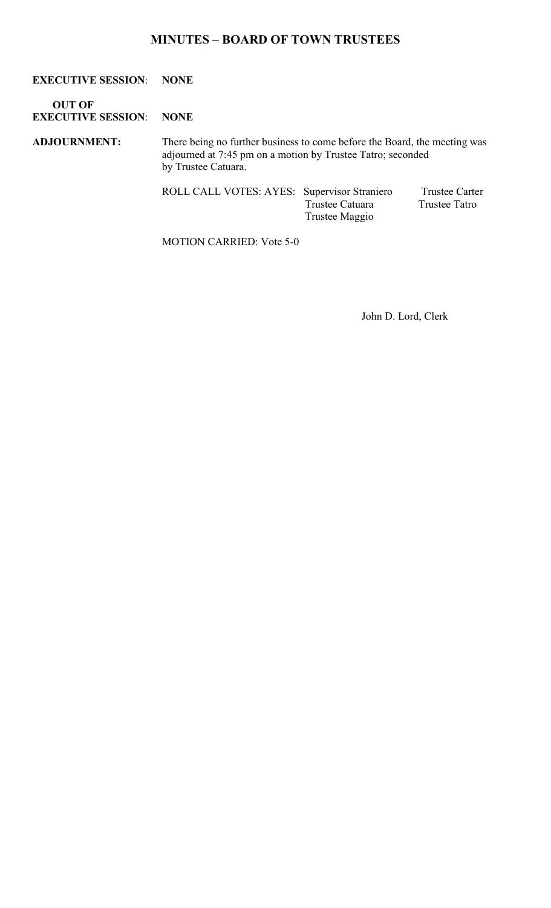## MINUTES – BOARD OF TOWN TRUSTEES

**EXECUTIVE SESSION**: **NONE**

**OUT OF EXECUTIVE SESSION**: **NONE**

**ADJOURNMENT:** There being no further business to come before the Board, the meeting was adjourned at 7:45 pm on a motion by Trustee Tatro; seconded by Trustee Catuara.

ROLL CALL VOTES: AYES: Supervisor Straniero, Trustee Carter, Trustee Catuara, Trustee Tatro, Trustee Maggio

MOTION CARRIED: Vote 5-0

John D. Lord, Clerk